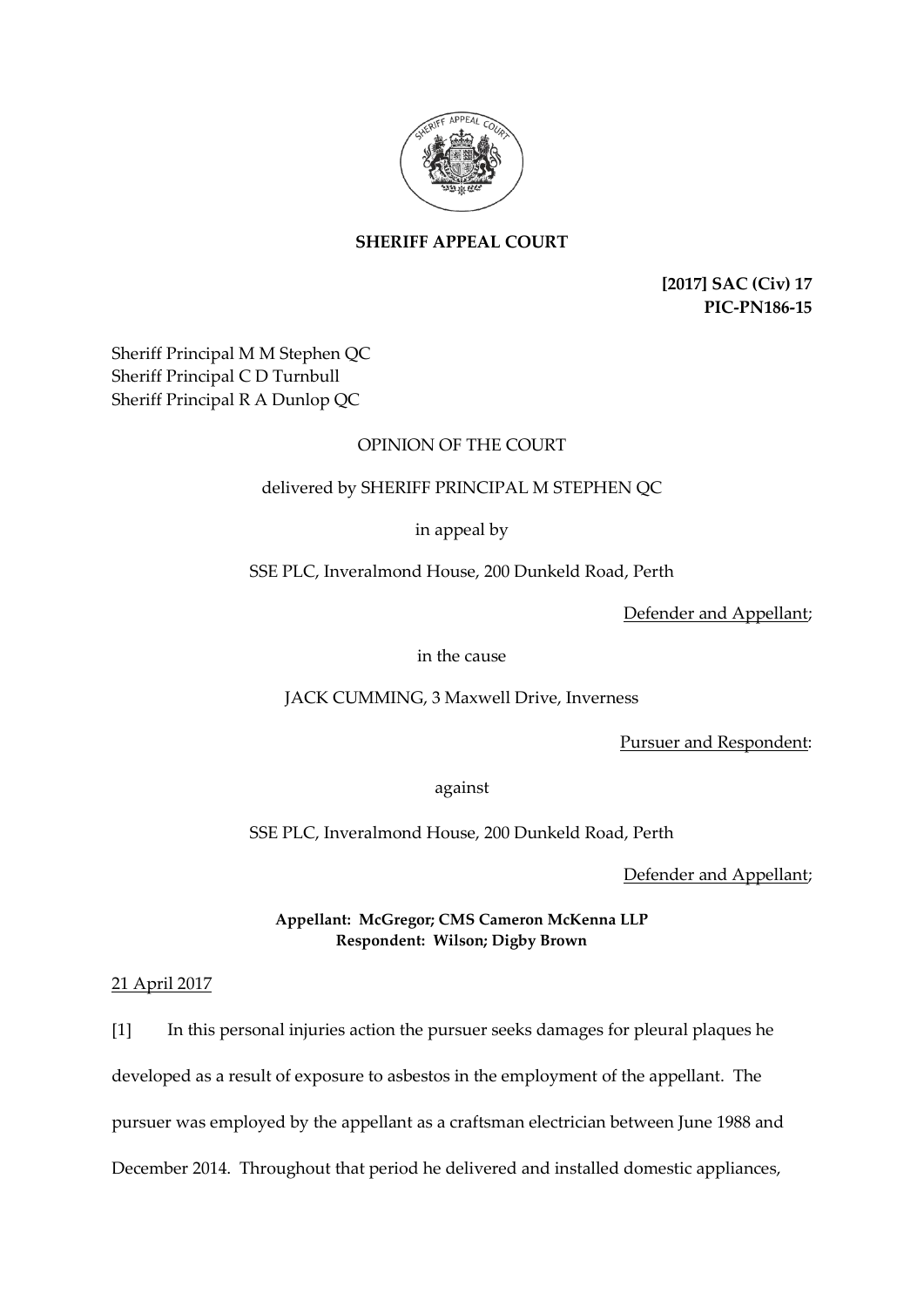**SHERIFF APPEAL COURT**

**[2017] SAC (Civ) 17**
**PIC-PN186-15**

Sheriff Principal M M Stephen QC
Sheriff Principal C D Turnbull
Sheriff Principal R A Dunlop QC

OPINION OF THE COURT

delivered by SHERIFF PRINCIPAL M STEPHEN QC

in appeal by

SSE PLC, Inveralmond House, 200 Dunkeld Road, Perth

Defender and Appellant;

in the cause

JACK CUMMING, 3 Maxwell Drive, Inverness

Pursuer and Respondent:

against

SSE PLC, Inveralmond House, 200 Dunkeld Road, Perth

Defender and Appellant;

**Appellant: McGregor; CMS Cameron McKenna LLP**
**Respondent: Wilson; Digby Brown**

21 April 2017

[1] In this personal injuries action the pursuer seeks damages for pleural plaques he developed as a result of exposure to asbestos in the employment of the appellant. The pursuer was employed by the appellant as a craftsman electrician between June 1988 and December 2014. Throughout that period he delivered and installed domestic appliances,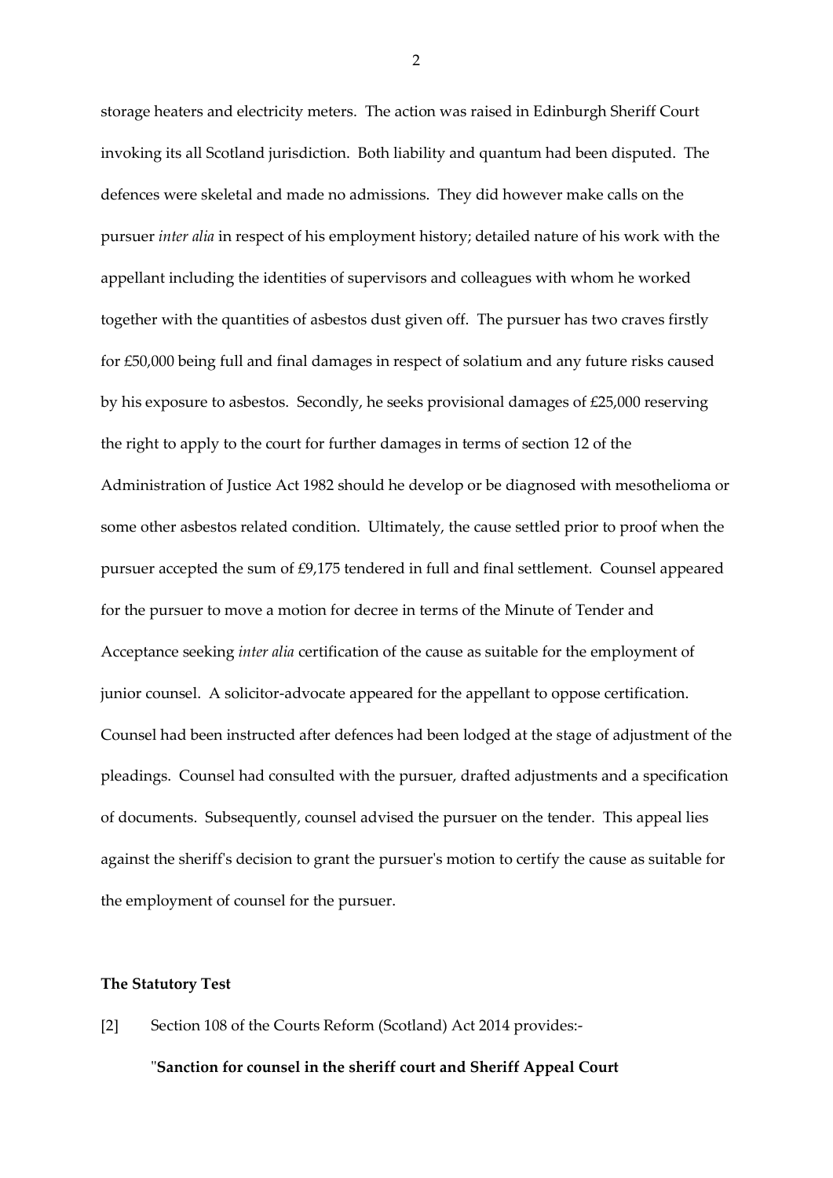storage heaters and electricity meters. The action was raised in Edinburgh Sheriff Court invoking its all Scotland jurisdiction. Both liability and quantum had been disputed. The defences were skeletal and made no admissions. They did however make calls on the pursuer *inter alia* in respect of his employment history; detailed nature of his work with the appellant including the identities of supervisors and colleagues with whom he worked together with the quantities of asbestos dust given off. The pursuer has two craves firstly for £50,000 being full and final damages in respect of solatium and any future risks caused by his exposure to asbestos. Secondly, he seeks provisional damages of £25,000 reserving the right to apply to the court for further damages in terms of section 12 of the Administration of Justice Act 1982 should he develop or be diagnosed with mesothelioma or some other asbestos related condition. Ultimately, the cause settled prior to proof when the pursuer accepted the sum of £9,175 tendered in full and final settlement. Counsel appeared for the pursuer to move a motion for decree in terms of the Minute of Tender and Acceptance seeking *inter alia* certification of the cause as suitable for the employment of junior counsel. A solicitor-advocate appeared for the appellant to oppose certification. Counsel had been instructed after defences had been lodged at the stage of adjustment of the pleadings. Counsel had consulted with the pursuer, drafted adjustments and a specification of documents. Subsequently, counsel advised the pursuer on the tender. This appeal lies against the sheriff's decision to grant the pursuer's motion to certify the cause as suitable for the employment of counsel for the pursuer.

**The Statutory Test**

[2] Section 108 of the Courts Reform (Scotland) Act 2014 provides:-

"**Sanction for counsel in the sheriff court and Sheriff Appeal Court**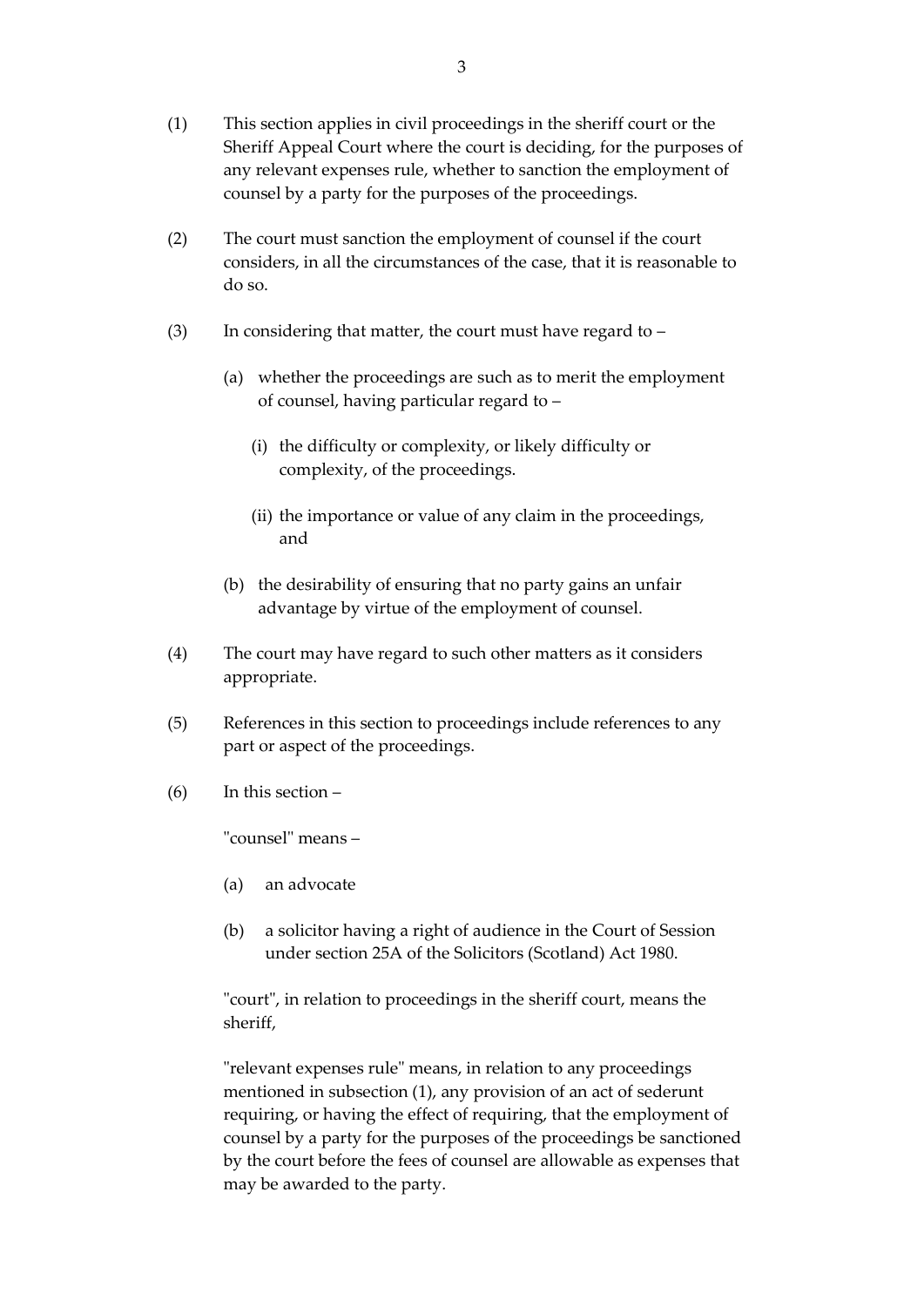(1) This section applies in civil proceedings in the sheriff court or the Sheriff Appeal Court where the court is deciding, for the purposes of any relevant expenses rule, whether to sanction the employment of counsel by a party for the purposes of the proceedings.

(2) The court must sanction the employment of counsel if the court considers, in all the circumstances of the case, that it is reasonable to do so.

(3) In considering that matter, the court must have regard to –

  (a) whether the proceedings are such as to merit the employment of counsel, having particular regard to –

    (i) the difficulty or complexity, or likely difficulty or complexity, of the proceedings.

    (ii) the importance or value of any claim in the proceedings, and

  (b) the desirability of ensuring that no party gains an unfair advantage by virtue of the employment of counsel.

(4) The court may have regard to such other matters as it considers appropriate.

(5) References in this section to proceedings include references to any part or aspect of the proceedings.

(6) In this section –

"counsel" means –

  (a) an advocate

  (b) a solicitor having a right of audience in the Court of Session under section 25A of the Solicitors (Scotland) Act 1980.

"court", in relation to proceedings in the sheriff court, means the sheriff,

"relevant expenses rule" means, in relation to any proceedings mentioned in subsection (1), any provision of an act of sederunt requiring, or having the effect of requiring, that the employment of counsel by a party for the purposes of the proceedings be sanctioned by the court before the fees of counsel are allowable as expenses that may be awarded to the party.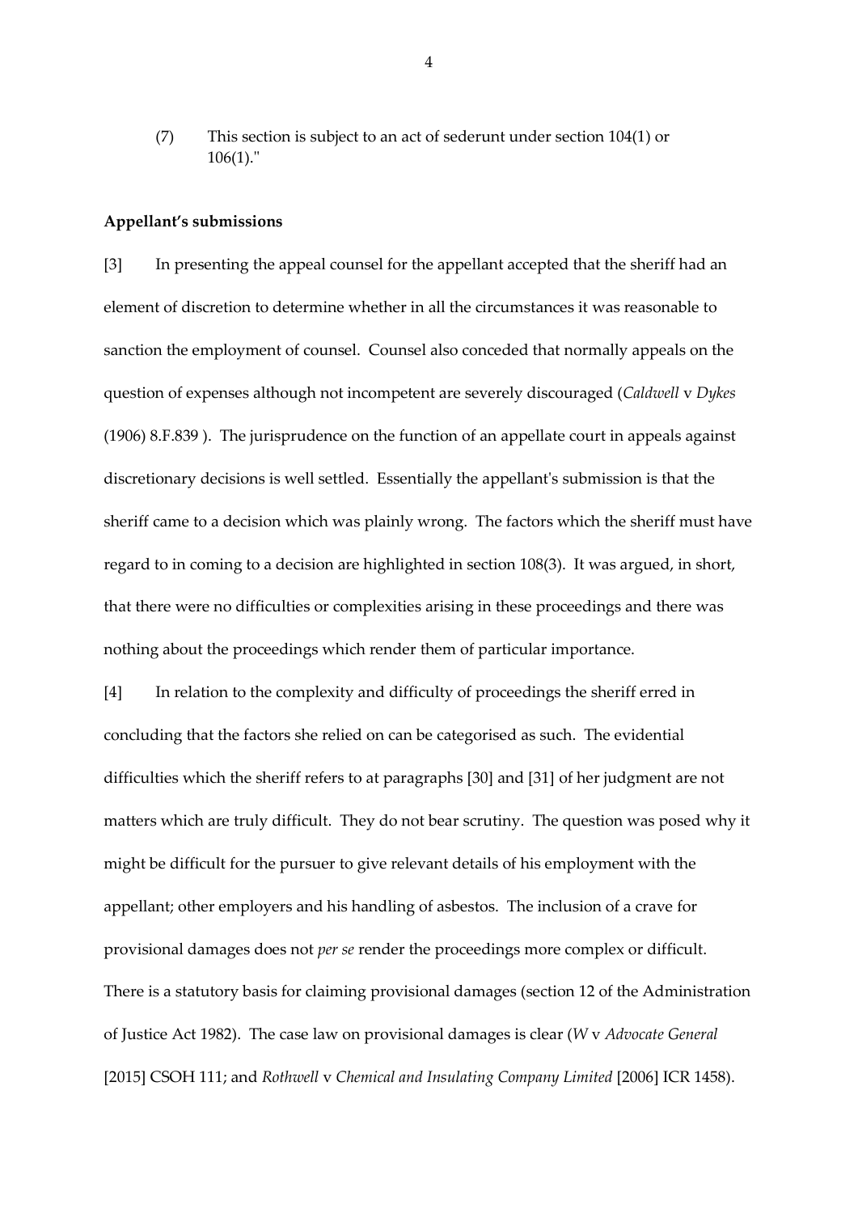(7) This section is subject to an act of sederunt under section 104(1) or 106(1)."

**Appellant's submissions**

[3] In presenting the appeal counsel for the appellant accepted that the sheriff had an element of discretion to determine whether in all the circumstances it was reasonable to sanction the employment of counsel. Counsel also conceded that normally appeals on the question of expenses although not incompetent are severely discouraged (*Caldwell* v *Dykes* (1906) 8.F.839 ). The jurisprudence on the function of an appellate court in appeals against discretionary decisions is well settled. Essentially the appellant's submission is that the sheriff came to a decision which was plainly wrong. The factors which the sheriff must have regard to in coming to a decision are highlighted in section 108(3). It was argued, in short, that there were no difficulties or complexities arising in these proceedings and there was nothing about the proceedings which render them of particular importance.

[4] In relation to the complexity and difficulty of proceedings the sheriff erred in concluding that the factors she relied on can be categorised as such. The evidential difficulties which the sheriff refers to at paragraphs [30] and [31] of her judgment are not matters which are truly difficult. They do not bear scrutiny. The question was posed why it might be difficult for the pursuer to give relevant details of his employment with the appellant; other employers and his handling of asbestos. The inclusion of a crave for provisional damages does not *per se* render the proceedings more complex or difficult. There is a statutory basis for claiming provisional damages (section 12 of the Administration of Justice Act 1982). The case law on provisional damages is clear (*W* v *Advocate General* [2015] CSOH 111; and *Rothwell* v *Chemical and Insulating Company Limited* [2006] ICR 1458).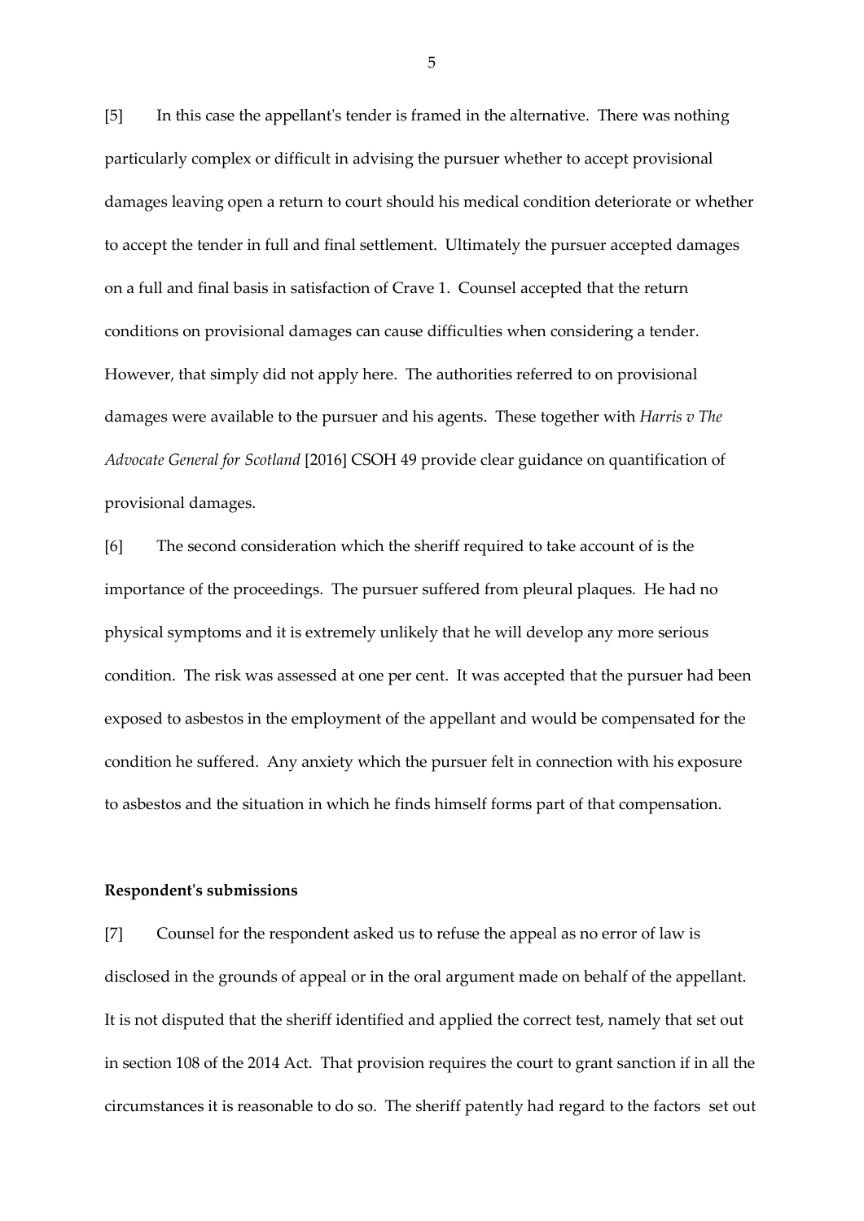[5] In this case the appellant's tender is framed in the alternative. There was nothing particularly complex or difficult in advising the pursuer whether to accept provisional damages leaving open a return to court should his medical condition deteriorate or whether to accept the tender in full and final settlement. Ultimately the pursuer accepted damages on a full and final basis in satisfaction of Crave 1. Counsel accepted that the return conditions on provisional damages can cause difficulties when considering a tender. However, that simply did not apply here. The authorities referred to on provisional damages were available to the pursuer and his agents. These together with *Harris v The Advocate General for Scotland* [2016] CSOH 49 provide clear guidance on quantification of provisional damages.

[6] The second consideration which the sheriff required to take account of is the importance of the proceedings. The pursuer suffered from pleural plaques. He had no physical symptoms and it is extremely unlikely that he will develop any more serious condition. The risk was assessed at one per cent. It was accepted that the pursuer had been exposed to asbestos in the employment of the appellant and would be compensated for the condition he suffered. Any anxiety which the pursuer felt in connection with his exposure to asbestos and the situation in which he finds himself forms part of that compensation.

**Respondent's submissions**

[7] Counsel for the respondent asked us to refuse the appeal as no error of law is disclosed in the grounds of appeal or in the oral argument made on behalf of the appellant. It is not disputed that the sheriff identified and applied the correct test, namely that set out in section 108 of the 2014 Act. That provision requires the court to grant sanction if in all the circumstances it is reasonable to do so. The sheriff patently had regard to the factors set out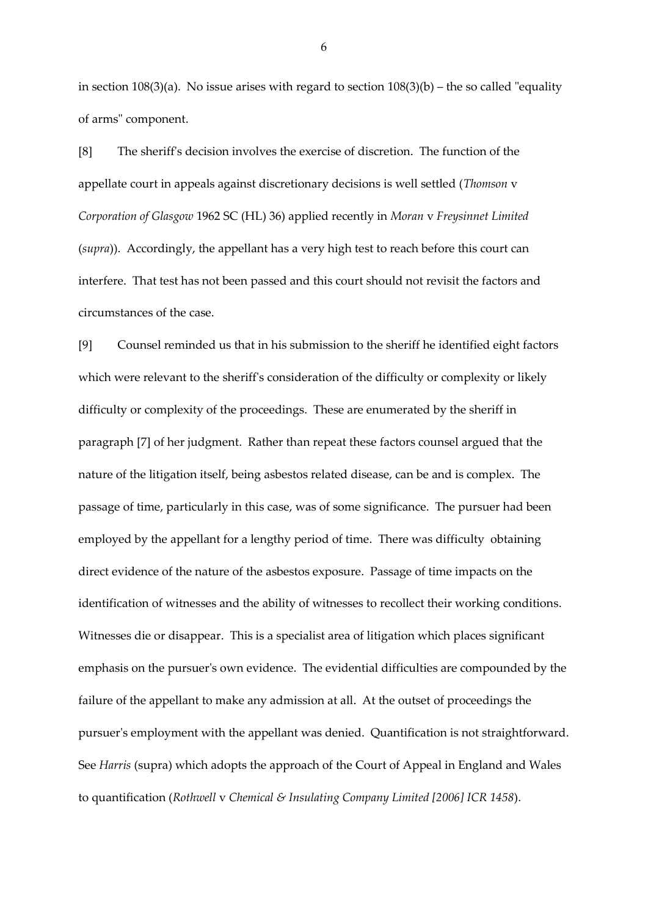in section 108(3)(a). No issue arises with regard to section 108(3)(b) – the so called "equality of arms" component.

[8] The sheriff's decision involves the exercise of discretion. The function of the appellate court in appeals against discretionary decisions is well settled (*Thomson* v *Corporation of Glasgow* 1962 SC (HL) 36) applied recently in *Moran* v *Freysinnet Limited* (*supra*)). Accordingly, the appellant has a very high test to reach before this court can interfere. That test has not been passed and this court should not revisit the factors and circumstances of the case.

[9] Counsel reminded us that in his submission to the sheriff he identified eight factors which were relevant to the sheriff's consideration of the difficulty or complexity or likely difficulty or complexity of the proceedings. These are enumerated by the sheriff in paragraph [7] of her judgment. Rather than repeat these factors counsel argued that the nature of the litigation itself, being asbestos related disease, can be and is complex. The passage of time, particularly in this case, was of some significance. The pursuer had been employed by the appellant for a lengthy period of time. There was difficulty obtaining direct evidence of the nature of the asbestos exposure. Passage of time impacts on the identification of witnesses and the ability of witnesses to recollect their working conditions. Witnesses die or disappear. This is a specialist area of litigation which places significant emphasis on the pursuer's own evidence. The evidential difficulties are compounded by the failure of the appellant to make any admission at all. At the outset of proceedings the pursuer's employment with the appellant was denied. Quantification is not straightforward. See *Harris* (supra) which adopts the approach of the Court of Appeal in England and Wales to quantification (*Rothwell* v *Chemical & Insulating Company Limited [2006] ICR 1458*).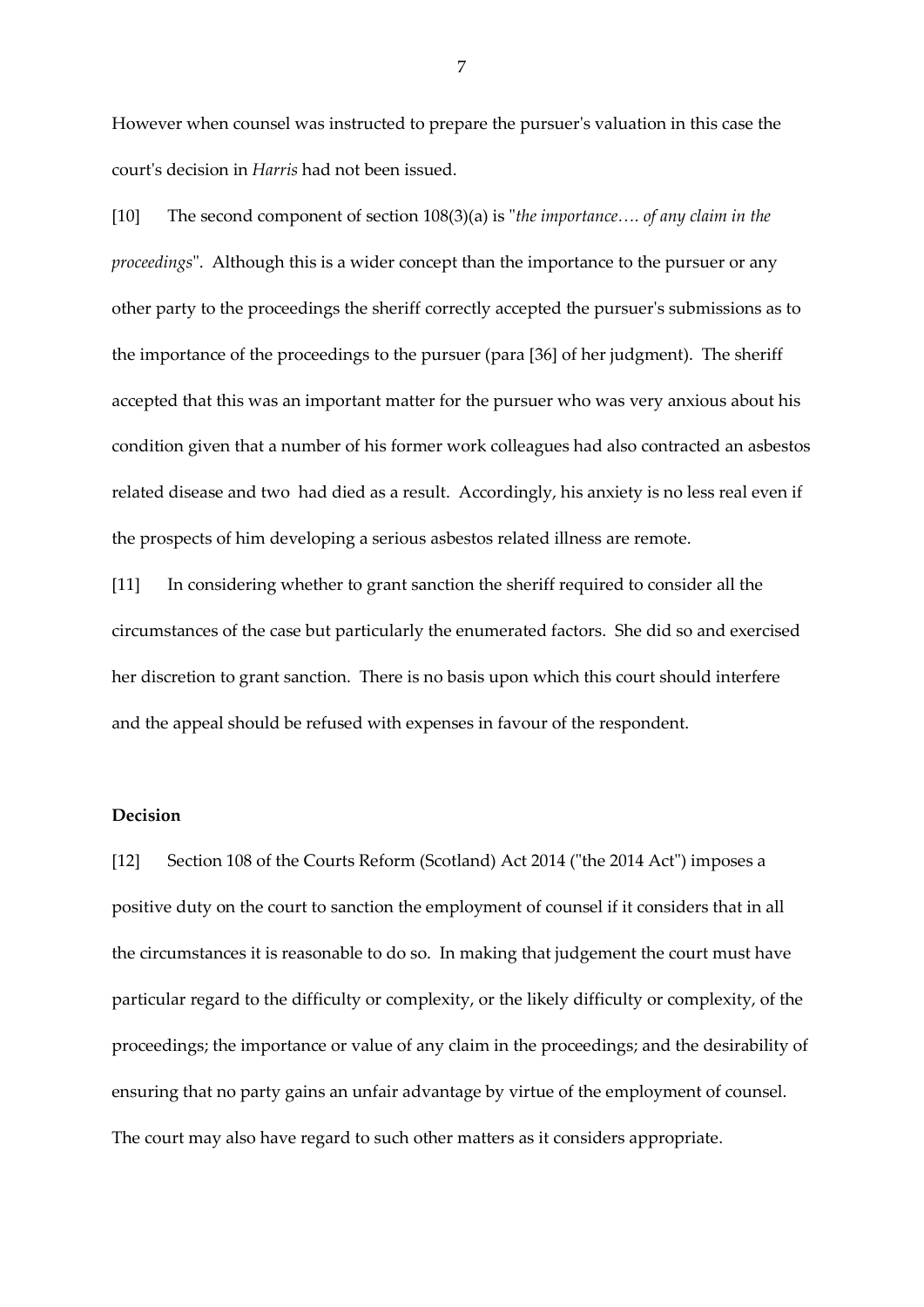However when counsel was instructed to prepare the pursuer's valuation in this case the court's decision in *Harris* had not been issued.

[10] The second component of section 108(3)(a) is "*the importance…. of any claim in the proceedings*". Although this is a wider concept than the importance to the pursuer or any other party to the proceedings the sheriff correctly accepted the pursuer's submissions as to the importance of the proceedings to the pursuer (para [36] of her judgment). The sheriff accepted that this was an important matter for the pursuer who was very anxious about his condition given that a number of his former work colleagues had also contracted an asbestos related disease and two had died as a result. Accordingly, his anxiety is no less real even if the prospects of him developing a serious asbestos related illness are remote.

[11] In considering whether to grant sanction the sheriff required to consider all the circumstances of the case but particularly the enumerated factors. She did so and exercised her discretion to grant sanction. There is no basis upon which this court should interfere and the appeal should be refused with expenses in favour of the respondent.

**Decision**

[12] Section 108 of the Courts Reform (Scotland) Act 2014 ("the 2014 Act") imposes a positive duty on the court to sanction the employment of counsel if it considers that in all the circumstances it is reasonable to do so. In making that judgement the court must have particular regard to the difficulty or complexity, or the likely difficulty or complexity, of the proceedings; the importance or value of any claim in the proceedings; and the desirability of ensuring that no party gains an unfair advantage by virtue of the employment of counsel. The court may also have regard to such other matters as it considers appropriate.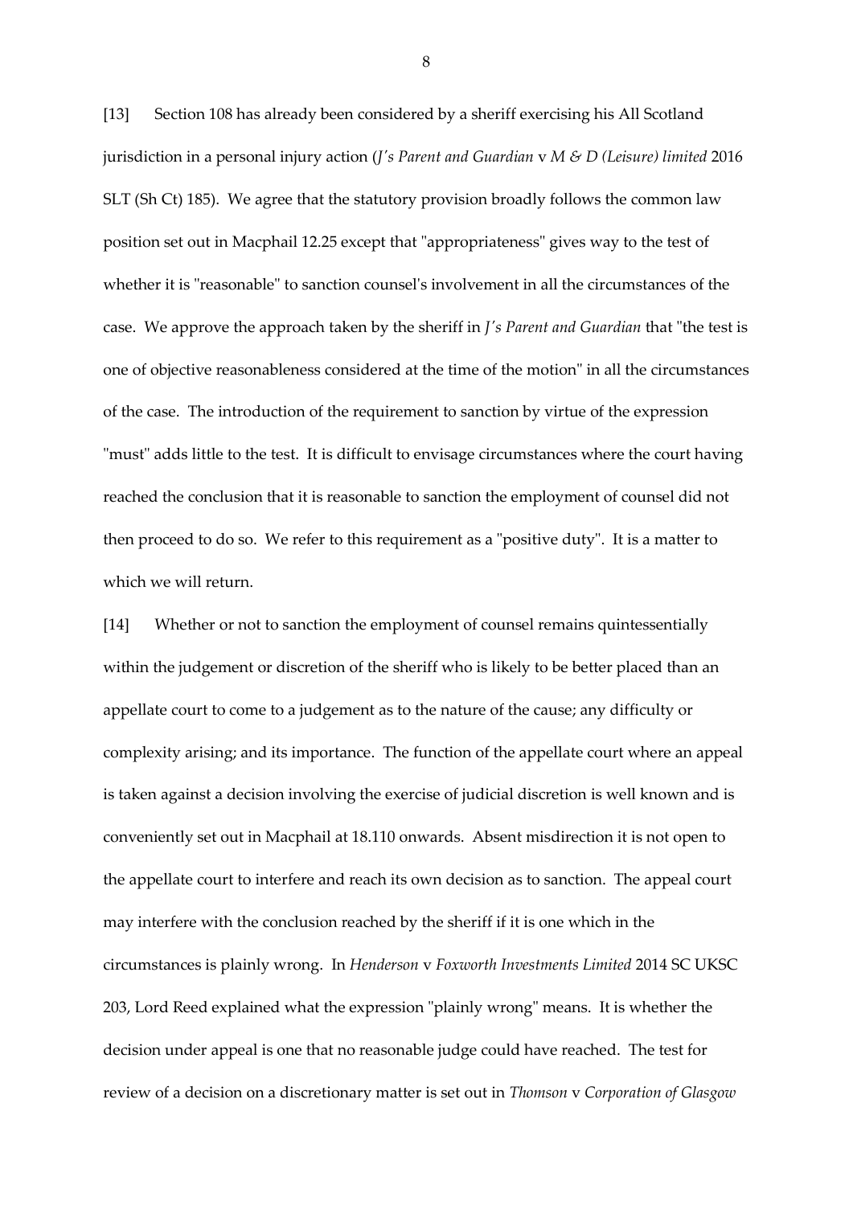[13] Section 108 has already been considered by a sheriff exercising his All Scotland jurisdiction in a personal injury action (*J's Parent and Guardian* v *M & D (Leisure) limited* 2016 SLT (Sh Ct) 185). We agree that the statutory provision broadly follows the common law position set out in Macphail 12.25 except that "appropriateness" gives way to the test of whether it is "reasonable" to sanction counsel's involvement in all the circumstances of the case. We approve the approach taken by the sheriff in *J's Parent and Guardian* that "the test is one of objective reasonableness considered at the time of the motion" in all the circumstances of the case. The introduction of the requirement to sanction by virtue of the expression "must" adds little to the test. It is difficult to envisage circumstances where the court having reached the conclusion that it is reasonable to sanction the employment of counsel did not then proceed to do so. We refer to this requirement as a "positive duty". It is a matter to which we will return.

[14] Whether or not to sanction the employment of counsel remains quintessentially within the judgement or discretion of the sheriff who is likely to be better placed than an appellate court to come to a judgement as to the nature of the cause; any difficulty or complexity arising; and its importance. The function of the appellate court where an appeal is taken against a decision involving the exercise of judicial discretion is well known and is conveniently set out in Macphail at 18.110 onwards. Absent misdirection it is not open to the appellate court to interfere and reach its own decision as to sanction. The appeal court may interfere with the conclusion reached by the sheriff if it is one which in the circumstances is plainly wrong. In *Henderson* v *Foxworth Investments Limited* 2014 SC UKSC 203, Lord Reed explained what the expression "plainly wrong" means. It is whether the decision under appeal is one that no reasonable judge could have reached. The test for review of a decision on a discretionary matter is set out in *Thomson* v *Corporation of Glasgow*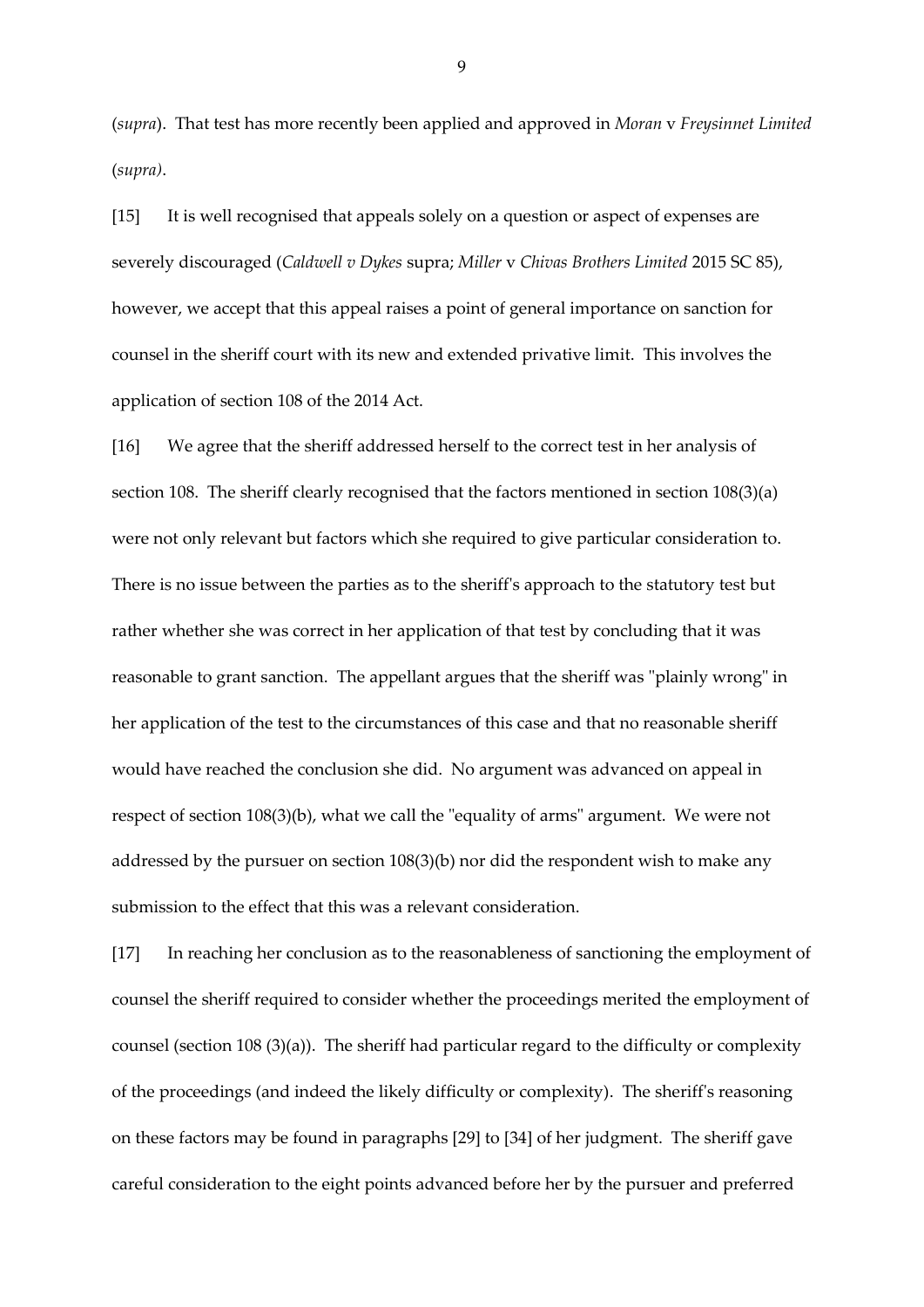(*supra*). That test has more recently been applied and approved in *Moran* v *Freysinnet Limited* (*supra)*.

[15] It is well recognised that appeals solely on a question or aspect of expenses are severely discouraged (*Caldwell v Dykes* supra; *Miller* v *Chivas Brothers Limited* 2015 SC 85), however, we accept that this appeal raises a point of general importance on sanction for counsel in the sheriff court with its new and extended privative limit. This involves the application of section 108 of the 2014 Act.

[16] We agree that the sheriff addressed herself to the correct test in her analysis of section 108. The sheriff clearly recognised that the factors mentioned in section 108(3)(a) were not only relevant but factors which she required to give particular consideration to. There is no issue between the parties as to the sheriff's approach to the statutory test but rather whether she was correct in her application of that test by concluding that it was reasonable to grant sanction. The appellant argues that the sheriff was "plainly wrong" in her application of the test to the circumstances of this case and that no reasonable sheriff would have reached the conclusion she did. No argument was advanced on appeal in respect of section 108(3)(b), what we call the "equality of arms" argument. We were not addressed by the pursuer on section 108(3)(b) nor did the respondent wish to make any submission to the effect that this was a relevant consideration.

[17] In reaching her conclusion as to the reasonableness of sanctioning the employment of counsel the sheriff required to consider whether the proceedings merited the employment of counsel (section 108 (3)(a)). The sheriff had particular regard to the difficulty or complexity of the proceedings (and indeed the likely difficulty or complexity). The sheriff's reasoning on these factors may be found in paragraphs [29] to [34] of her judgment. The sheriff gave careful consideration to the eight points advanced before her by the pursuer and preferred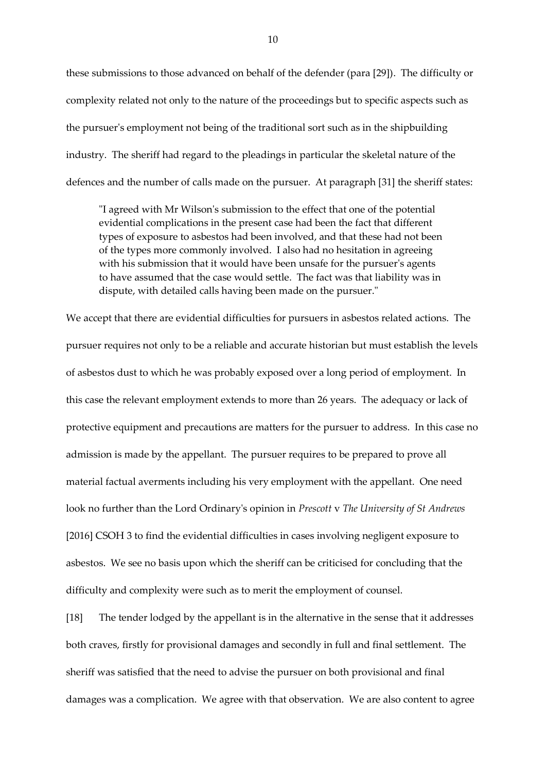these submissions to those advanced on behalf of the defender (para [29]). The difficulty or complexity related not only to the nature of the proceedings but to specific aspects such as the pursuer's employment not being of the traditional sort such as in the shipbuilding industry. The sheriff had regard to the pleadings in particular the skeletal nature of the defences and the number of calls made on the pursuer. At paragraph [31] the sheriff states:

> "I agreed with Mr Wilson's submission to the effect that one of the potential evidential complications in the present case had been the fact that different types of exposure to asbestos had been involved, and that these had not been of the types more commonly involved. I also had no hesitation in agreeing with his submission that it would have been unsafe for the pursuer's agents to have assumed that the case would settle. The fact was that liability was in dispute, with detailed calls having been made on the pursuer."

We accept that there are evidential difficulties for pursuers in asbestos related actions. The pursuer requires not only to be a reliable and accurate historian but must establish the levels of asbestos dust to which he was probably exposed over a long period of employment. In this case the relevant employment extends to more than 26 years. The adequacy or lack of protective equipment and precautions are matters for the pursuer to address. In this case no admission is made by the appellant. The pursuer requires to be prepared to prove all material factual averments including his very employment with the appellant. One need look no further than the Lord Ordinary's opinion in *Prescott* v *The University of St Andrews* [2016] CSOH 3 to find the evidential difficulties in cases involving negligent exposure to asbestos. We see no basis upon which the sheriff can be criticised for concluding that the difficulty and complexity were such as to merit the employment of counsel.

[18] The tender lodged by the appellant is in the alternative in the sense that it addresses both craves, firstly for provisional damages and secondly in full and final settlement. The sheriff was satisfied that the need to advise the pursuer on both provisional and final damages was a complication. We agree with that observation. We are also content to agree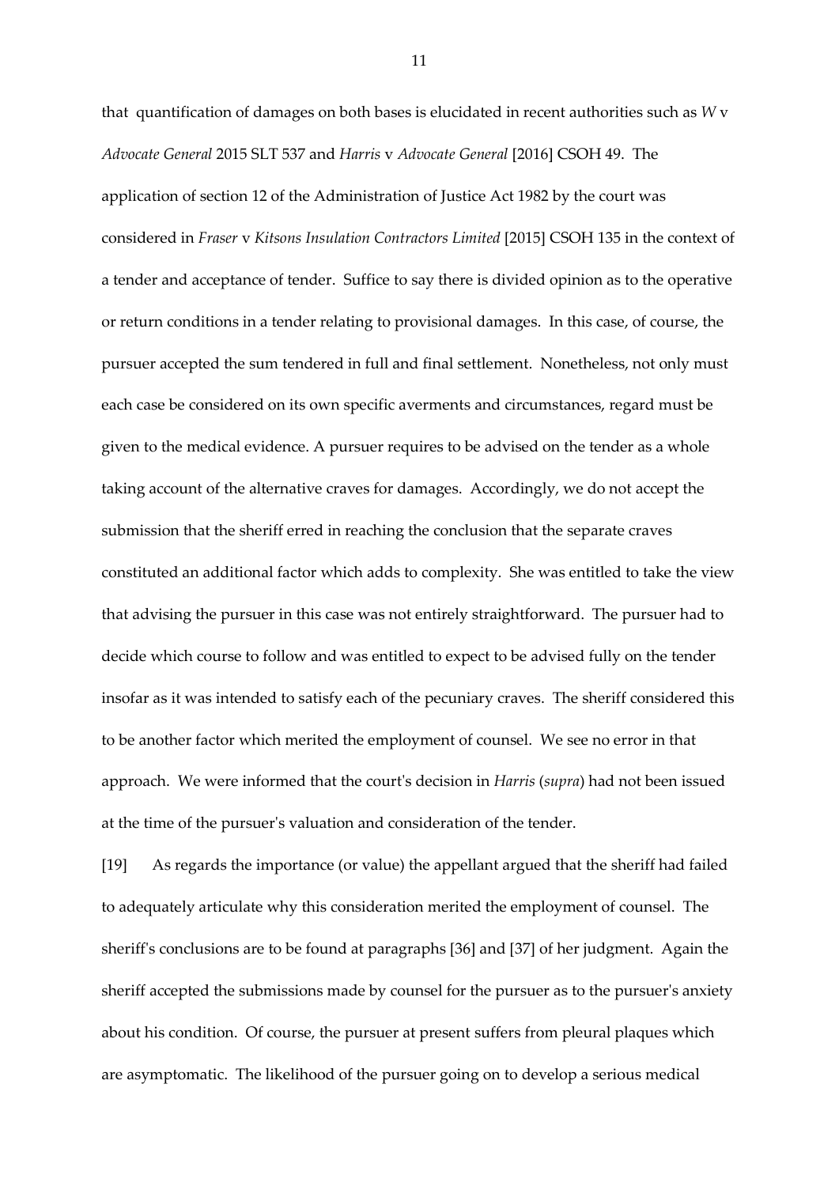that quantification of damages on both bases is elucidated in recent authorities such as *W* v *Advocate General* 2015 SLT 537 and *Harris* v *Advocate General* [2016] CSOH 49. The application of section 12 of the Administration of Justice Act 1982 by the court was considered in *Fraser* v *Kitsons Insulation Contractors Limited* [2015] CSOH 135 in the context of a tender and acceptance of tender. Suffice to say there is divided opinion as to the operative or return conditions in a tender relating to provisional damages. In this case, of course, the pursuer accepted the sum tendered in full and final settlement. Nonetheless, not only must each case be considered on its own specific averments and circumstances, regard must be given to the medical evidence. A pursuer requires to be advised on the tender as a whole taking account of the alternative craves for damages. Accordingly, we do not accept the submission that the sheriff erred in reaching the conclusion that the separate craves constituted an additional factor which adds to complexity. She was entitled to take the view that advising the pursuer in this case was not entirely straightforward. The pursuer had to decide which course to follow and was entitled to expect to be advised fully on the tender insofar as it was intended to satisfy each of the pecuniary craves. The sheriff considered this to be another factor which merited the employment of counsel. We see no error in that approach. We were informed that the court's decision in *Harris* (*supra*) had not been issued at the time of the pursuer's valuation and consideration of the tender.

[19] As regards the importance (or value) the appellant argued that the sheriff had failed to adequately articulate why this consideration merited the employment of counsel. The sheriff's conclusions are to be found at paragraphs [36] and [37] of her judgment. Again the sheriff accepted the submissions made by counsel for the pursuer as to the pursuer's anxiety about his condition. Of course, the pursuer at present suffers from pleural plaques which are asymptomatic. The likelihood of the pursuer going on to develop a serious medical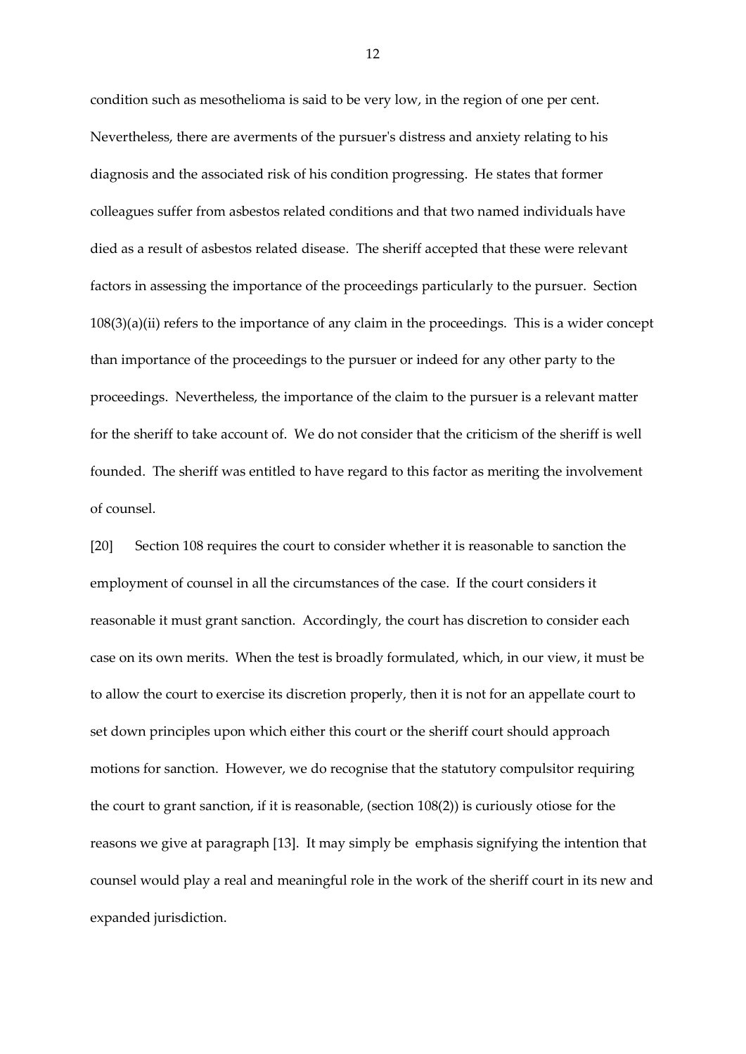condition such as mesothelioma is said to be very low, in the region of one per cent. Nevertheless, there are averments of the pursuer's distress and anxiety relating to his diagnosis and the associated risk of his condition progressing. He states that former colleagues suffer from asbestos related conditions and that two named individuals have died as a result of asbestos related disease. The sheriff accepted that these were relevant factors in assessing the importance of the proceedings particularly to the pursuer. Section 108(3)(a)(ii) refers to the importance of any claim in the proceedings. This is a wider concept than importance of the proceedings to the pursuer or indeed for any other party to the proceedings. Nevertheless, the importance of the claim to the pursuer is a relevant matter for the sheriff to take account of. We do not consider that the criticism of the sheriff is well founded. The sheriff was entitled to have regard to this factor as meriting the involvement of counsel.

[20] Section 108 requires the court to consider whether it is reasonable to sanction the employment of counsel in all the circumstances of the case. If the court considers it reasonable it must grant sanction. Accordingly, the court has discretion to consider each case on its own merits. When the test is broadly formulated, which, in our view, it must be to allow the court to exercise its discretion properly, then it is not for an appellate court to set down principles upon which either this court or the sheriff court should approach motions for sanction. However, we do recognise that the statutory compulsitor requiring the court to grant sanction, if it is reasonable, (section 108(2)) is curiously otiose for the reasons we give at paragraph [13]. It may simply be emphasis signifying the intention that counsel would play a real and meaningful role in the work of the sheriff court in its new and expanded jurisdiction.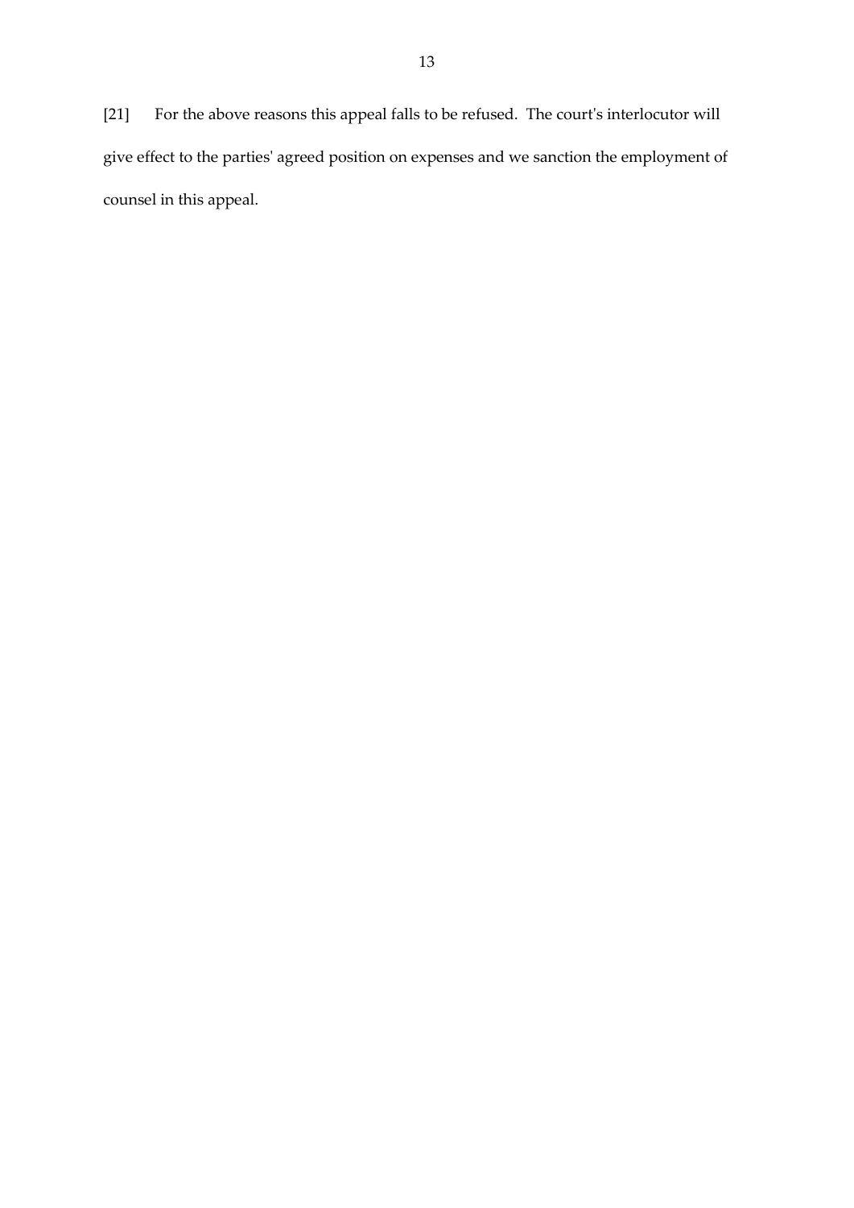[21] For the above reasons this appeal falls to be refused. The court's interlocutor will give effect to the parties' agreed position on expenses and we sanction the employment of counsel in this appeal.